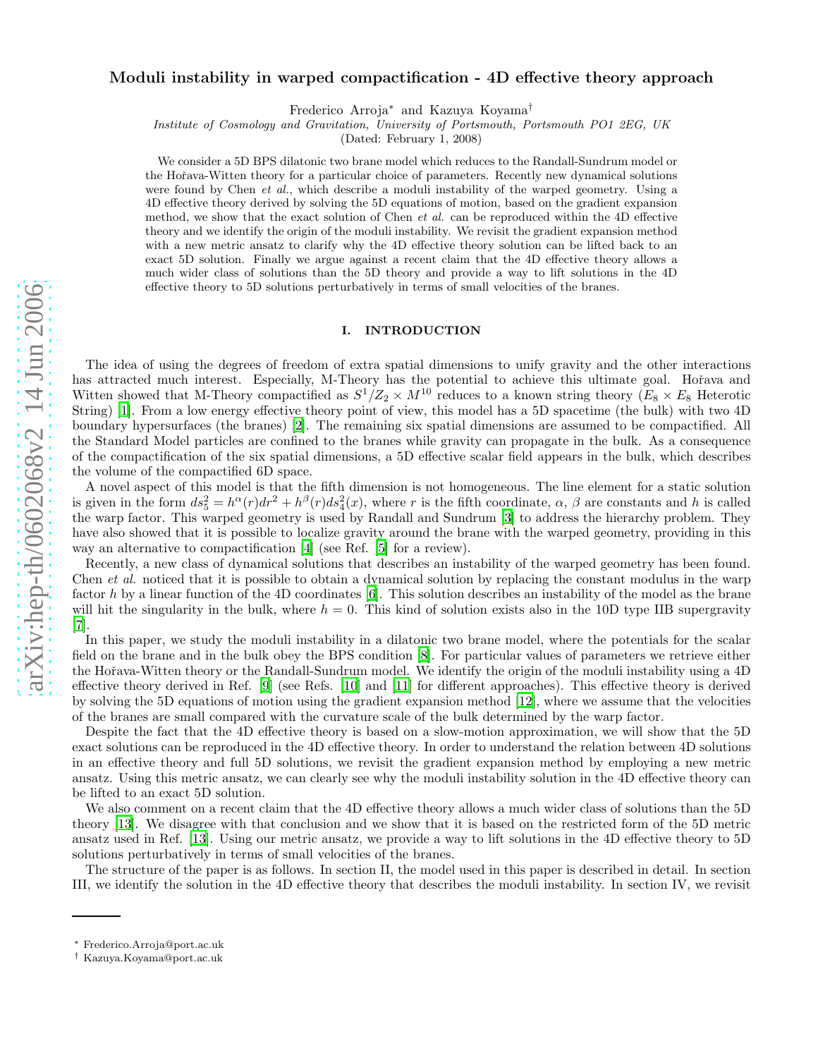# Moduli instability in warped compactification - 4D effective theory approach

Frederico Arroja* and Kazuya Koyama†

*Institute of Cosmology and Gravitation, University of Portsmouth, Portsmouth PO1 2EG, UK*

(Dated: February 1, 2008)

We consider a 5D BPS dilatonic two brane model which reduces to the Randall-Sundrum model or the Hořava-Witten theory for a particular choice of parameters. Recently new dynamical solutions were found by Chen *et al.*, which describe a moduli instability of the warped geometry. Using a 4D effective theory derived by solving the 5D equations of motion, based on the gradient expansion method, we show that the exact solution of Chen *et al.* can be reproduced within the 4D effective theory and we identify the origin of the moduli instability. We revisit the gradient expansion method with a new metric ansatz to clarify why the 4D effective theory solution can be lifted back to an exact 5D solution. Finally we argue against a recent claim that the 4D effective theory allows a much wider class of solutions than the 5D theory and provide a way to lift solutions in the 4D effective theory to 5D solutions perturbatively in terms of small velocities of the branes.

## I. INTRODUCTION

The idea of using the degrees of freedom of extra spatial dimensions to unify gravity and the other interactions has attracted much interest. Especially, M-Theory has the potential to achieve this ultimate goal. Hořava and Witten showed that M-Theory compactified as $S^1/Z_2 \times M^{10}$ reduces to a known string theory ($E_8 \times E_8$ Heterotic String) [1]. From a low energy effective theory point of view, this model has a 5D spacetime (the bulk) with two 4D boundary hypersurfaces (the branes) [2]. The remaining six spatial dimensions are assumed to be compactified. All the Standard Model particles are confined to the branes while gravity can propagate in the bulk. As a consequence of the compactification of the six spatial dimensions, a 5D effective scalar field appears in the bulk, which describes the volume of the compactified 6D space.

A novel aspect of this model is that the fifth dimension is not homogeneous. The line element for a static solution is given in the form $ds_5^2 = h^\alpha(r)dr^2 + h^\beta(r)ds_4^2(x)$, where $r$ is the fifth coordinate, $\alpha$, $\beta$ are constants and $h$ is called the warp factor. This warped geometry is used by Randall and Sundrum [3] to address the hierarchy problem. They have also showed that it is possible to localize gravity around the brane with the warped geometry, providing in this way an alternative to compactification [4] (see Ref. [5] for a review).

Recently, a new class of dynamical solutions that describes an instability of the warped geometry has been found. Chen *et al.* noticed that it is possible to obtain a dynamical solution by replacing the constant modulus in the warp factor $h$ by a linear function of the 4D coordinates [6]. This solution describes an instability of the model as the brane will hit the singularity in the bulk, where $h = 0$. This kind of solution exists also in the 10D type IIB supergravity [7].

In this paper, we study the moduli instability in a dilatonic two brane model, where the potentials for the scalar field on the brane and in the bulk obey the BPS condition [8]. For particular values of parameters we retrieve either the Hořava-Witten theory or the Randall-Sundrum model. We identify the origin of the moduli instability using a 4D effective theory derived in Ref. [9] (see Refs. [10] and [11] for different approaches). This effective theory is derived by solving the 5D equations of motion using the gradient expansion method [12], where we assume that the velocities of the branes are small compared with the curvature scale of the bulk determined by the warp factor.

Despite the fact that the 4D effective theory is based on a slow-motion approximation, we will show that the 5D exact solutions can be reproduced in the 4D effective theory. In order to understand the relation between 4D solutions in an effective theory and full 5D solutions, we revisit the gradient expansion method by employing a new metric ansatz. Using this metric ansatz, we can clearly see why the moduli instability solution in the 4D effective theory can be lifted to an exact 5D solution.

We also comment on a recent claim that the 4D effective theory allows a much wider class of solutions than the 5D theory [13]. We disagree with that conclusion and we show that it is based on the restricted form of the 5D metric ansatz used in Ref. [13]. Using our metric ansatz, we provide a way to lift solutions in the 4D effective theory to 5D solutions perturbatively in terms of small velocities of the branes.

The structure of the paper is as follows. In section II, the model used in this paper is described in detail. In section III, we identify the solution in the 4D effective theory that describes the moduli instability. In section IV, we revisit

---

* Frederico.Arroja@port.ac.uk
† Kazuya.Koyama@port.ac.uk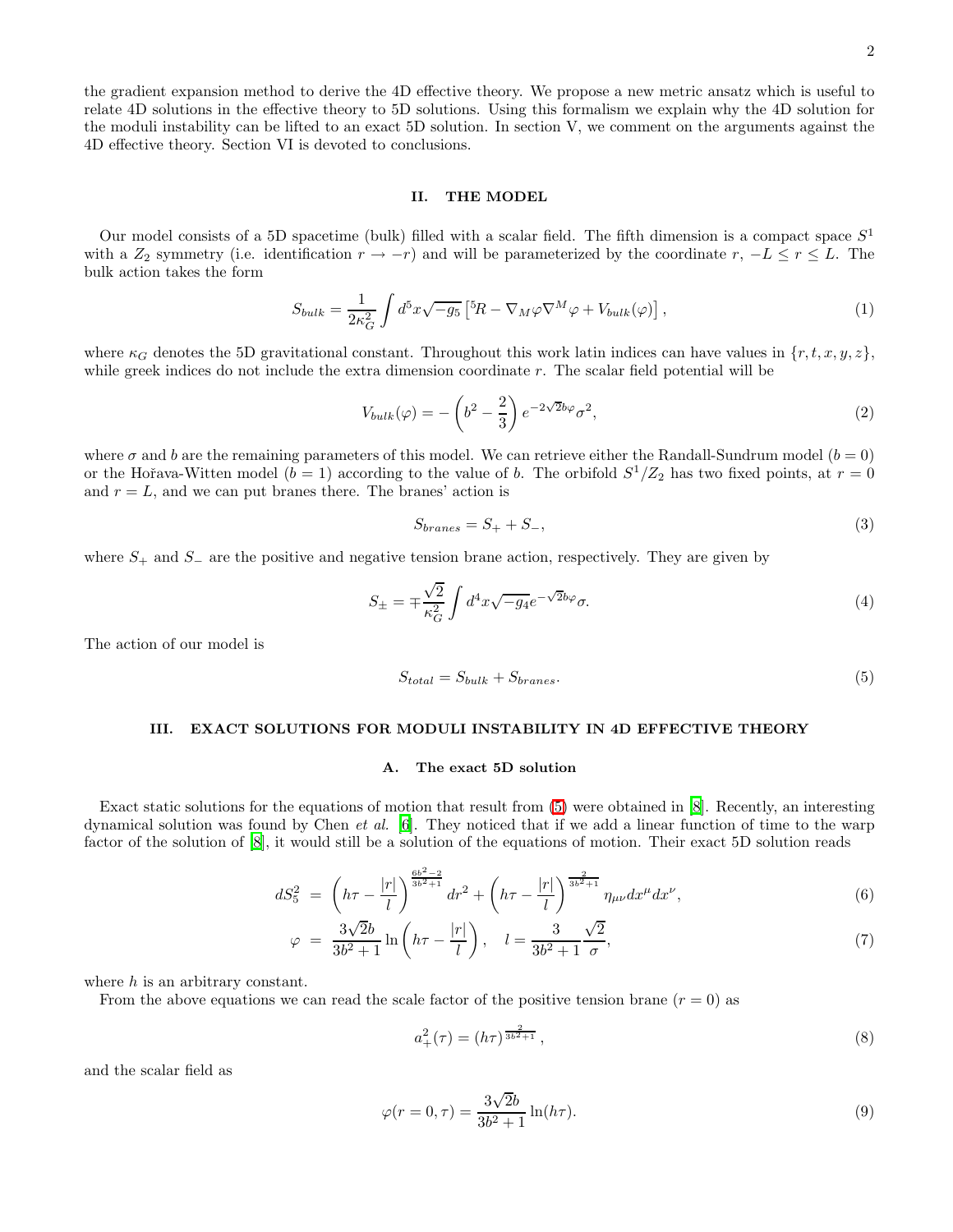the gradient expansion method to derive the 4D effective theory. We propose a new metric ansatz which is useful to relate 4D solutions in the effective theory to 5D solutions. Using this formalism we explain why the 4D solution for the moduli instability can be lifted to an exact 5D solution. In section V, we comment on the arguments against the 4D effective theory. Section VI is devoted to conclusions.

## II. THE MODEL

Our model consists of a 5D spacetime (bulk) filled with a scalar field. The fifth dimension is a compact space $S^1$ with a $Z_2$ symmetry (i.e. identification $r \to -r$) and will be parameterized by the coordinate $r$, $-L \le r \le L$. The bulk action takes the form

$$S_{bulk} = \frac{1}{2\kappa_G^2} \int d^5x \sqrt{-g_5} \left[ {}^5R - \nabla_M \varphi \nabla^M \varphi + V_{bulk}(\varphi) \right], \tag{1}$$

where $\kappa_G$ denotes the 5D gravitational constant. Throughout this work latin indices can have values in $\{r, t, x, y, z\}$, while greek indices do not include the extra dimension coordinate $r$. The scalar field potential will be

$$V_{bulk}(\varphi) = -\left(b^2 - \frac{2}{3}\right) e^{-2\sqrt{2}b\varphi} \sigma^2, \tag{2}$$

where $\sigma$ and $b$ are the remaining parameters of this model. We can retrieve either the Randall-Sundrum model ($b = 0$) or the Hořava-Witten model ($b = 1$) according to the value of $b$. The orbifold $S^1/Z_2$ has two fixed points, at $r = 0$ and $r = L$, and we can put branes there. The branes' action is

$$S_{branes} = S_+ + S_-, \tag{3}$$

where $S_+$ and $S_-$ are the positive and negative tension brane action, respectively. They are given by

$$S_\pm = \mp \frac{\sqrt{2}}{\kappa_G^2} \int d^4x \sqrt{-g_4} e^{-\sqrt{2}b\varphi} \sigma. \tag{4}$$

The action of our model is

$$S_{total} = S_{bulk} + S_{branes}. \tag{5}$$

## III. EXACT SOLUTIONS FOR MODULI INSTABILITY IN 4D EFFECTIVE THEORY

### A. The exact 5D solution

Exact static solutions for the equations of motion that result from (5) were obtained in [8]. Recently, an interesting dynamical solution was found by Chen *et al.* [6]. They noticed that if we add a linear function of time to the warp factor of the solution of [8], it would still be a solution of the equations of motion. Their exact 5D solution reads

$$dS_5^2 = \left(h\tau - \frac{|r|}{l}\right)^{\frac{6b^2-2}{3b^2+1}} dr^2 + \left(h\tau - \frac{|r|}{l}\right)^{\frac{2}{3b^2+1}} \eta_{\mu\nu} dx^\mu dx^\nu, \tag{6}$$

$$\varphi = \frac{3\sqrt{2}b}{3b^2+1} \ln\left(h\tau - \frac{|r|}{l}\right), \quad l = \frac{3}{3b^2+1} \frac{\sqrt{2}}{\sigma}, \tag{7}$$

where $h$ is an arbitrary constant.

From the above equations we can read the scale factor of the positive tension brane ($r = 0$) as

$$a_+^2(\tau) = (h\tau)^{\frac{2}{3b^2+1}}, \tag{8}$$

and the scalar field as

$$\varphi(r = 0, \tau) = \frac{3\sqrt{2}b}{3b^2+1} \ln(h\tau). \tag{9}$$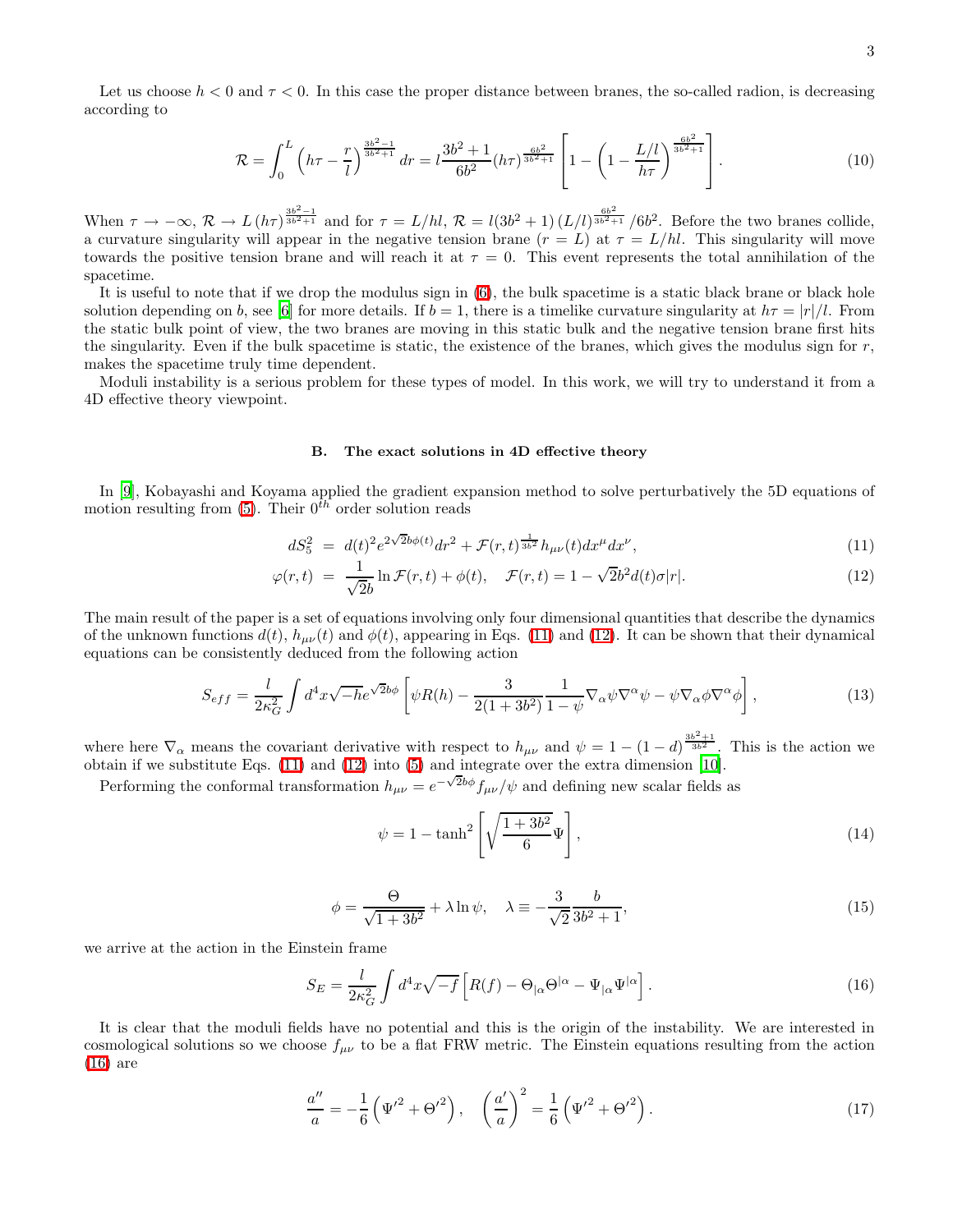Let us choose $h < 0$ and $\tau < 0$. In this case the proper distance between branes, the so-called radion, is decreasing according to

$$\mathcal{R} = \int_0^L \left(h\tau - \frac{r}{l}\right)^{\frac{3b^2-1}{3b^2+1}} dr = l\frac{3b^2+1}{6b^2}(h\tau)^{\frac{6b^2}{3b^2+1}}\left[1 - \left(1 - \frac{L/l}{h\tau}\right)^{\frac{6b^2}{3b^2+1}}\right]. \tag{10}$$

When $\tau \to -\infty$, $\mathcal{R} \to L\,(h\tau)^{\frac{3b^2-1}{3b^2+1}}$ and for $\tau = L/hl$, $\mathcal{R} = l(3b^2+1)\,(L/l)^{\frac{6b^2}{3b^2+1}}/6b^2$. Before the two branes collide, a curvature singularity will appear in the negative tension brane ($r = L$) at $\tau = L/hl$. This singularity will move towards the positive tension brane and will reach it at $\tau = 0$. This event represents the total annihilation of the spacetime.

It is useful to note that if we drop the modulus sign in (6), the bulk spacetime is a static black brane or black hole solution depending on $b$, see [6] for more details. If $b = 1$, there is a timelike curvature singularity at $h\tau = |r|/l$. From the static bulk point of view, the two branes are moving in this static bulk and the negative tension brane first hits the singularity. Even if the bulk spacetime is static, the existence of the branes, which gives the modulus sign for $r$, makes the spacetime truly time dependent.

Moduli instability is a serious problem for these types of model. In this work, we will try to understand it from a 4D effective theory viewpoint.

### B. The exact solutions in 4D effective theory

In [9], Kobayashi and Koyama applied the gradient expansion method to solve perturbatively the 5D equations of motion resulting from (5). Their $0^{th}$ order solution reads

$$dS_5^2 = d(t)^2 e^{2\sqrt{2}b\phi(t)}dr^2 + \mathcal{F}(r,t)^{\frac{1}{3b^2}}h_{\mu\nu}(t)dx^\mu dx^\nu, \tag{11}$$

$$\varphi(r,t) = \frac{1}{\sqrt{2}b}\ln\mathcal{F}(r,t) + \phi(t), \quad \mathcal{F}(r,t) = 1 - \sqrt{2}b^2 d(t)\sigma|r|. \tag{12}$$

The main result of the paper is a set of equations involving only four dimensional quantities that describe the dynamics of the unknown functions $d(t)$, $h_{\mu\nu}(t)$ and $\phi(t)$, appearing in Eqs. (11) and (12). It can be shown that their dynamical equations can be consistently deduced from the following action

$$S_{eff} = \frac{l}{2\kappa_G^2}\int d^4x\sqrt{-h}e^{\sqrt{2}b\phi}\left[\psi R(h) - \frac{3}{2(1+3b^2)}\frac{1}{1-\psi}\nabla_\alpha\psi\nabla^\alpha\psi - \psi\nabla_\alpha\phi\nabla^\alpha\phi\right], \tag{13}$$

where here $\nabla_\alpha$ means the covariant derivative with respect to $h_{\mu\nu}$ and $\psi = 1 - (1-d)^{\frac{3b^2+1}{3b^2}}$. This is the action we obtain if we substitute Eqs. (11) and (12) into (5) and integrate over the extra dimension [10].

Performing the conformal transformation $h_{\mu\nu} = e^{-\sqrt{2}b\phi}f_{\mu\nu}/\psi$ and defining new scalar fields as

$$\psi = 1 - \tanh^2\left[\sqrt{\frac{1+3b^2}{6}}\Psi\right], \tag{14}$$

$$\phi = \frac{\Theta}{\sqrt{1+3b^2}} + \lambda\ln\psi, \quad \lambda \equiv -\frac{3}{\sqrt{2}}\frac{b}{3b^2+1}, \tag{15}$$

we arrive at the action in the Einstein frame

$$S_E = \frac{l}{2\kappa_G^2}\int d^4x\sqrt{-f}\left[R(f) - \Theta_{|\alpha}\Theta^{|\alpha} - \Psi_{|\alpha}\Psi^{|\alpha}\right]. \tag{16}$$

It is clear that the moduli fields have no potential and this is the origin of the instability. We are interested in cosmological solutions so we choose $f_{\mu\nu}$ to be a flat FRW metric. The Einstein equations resulting from the action (16) are

$$\frac{a''}{a} = -\frac{1}{6}\left(\Psi'^2 + \Theta'^2\right), \quad \left(\frac{a'}{a}\right)^2 = \frac{1}{6}\left(\Psi'^2 + \Theta'^2\right). \tag{17}$$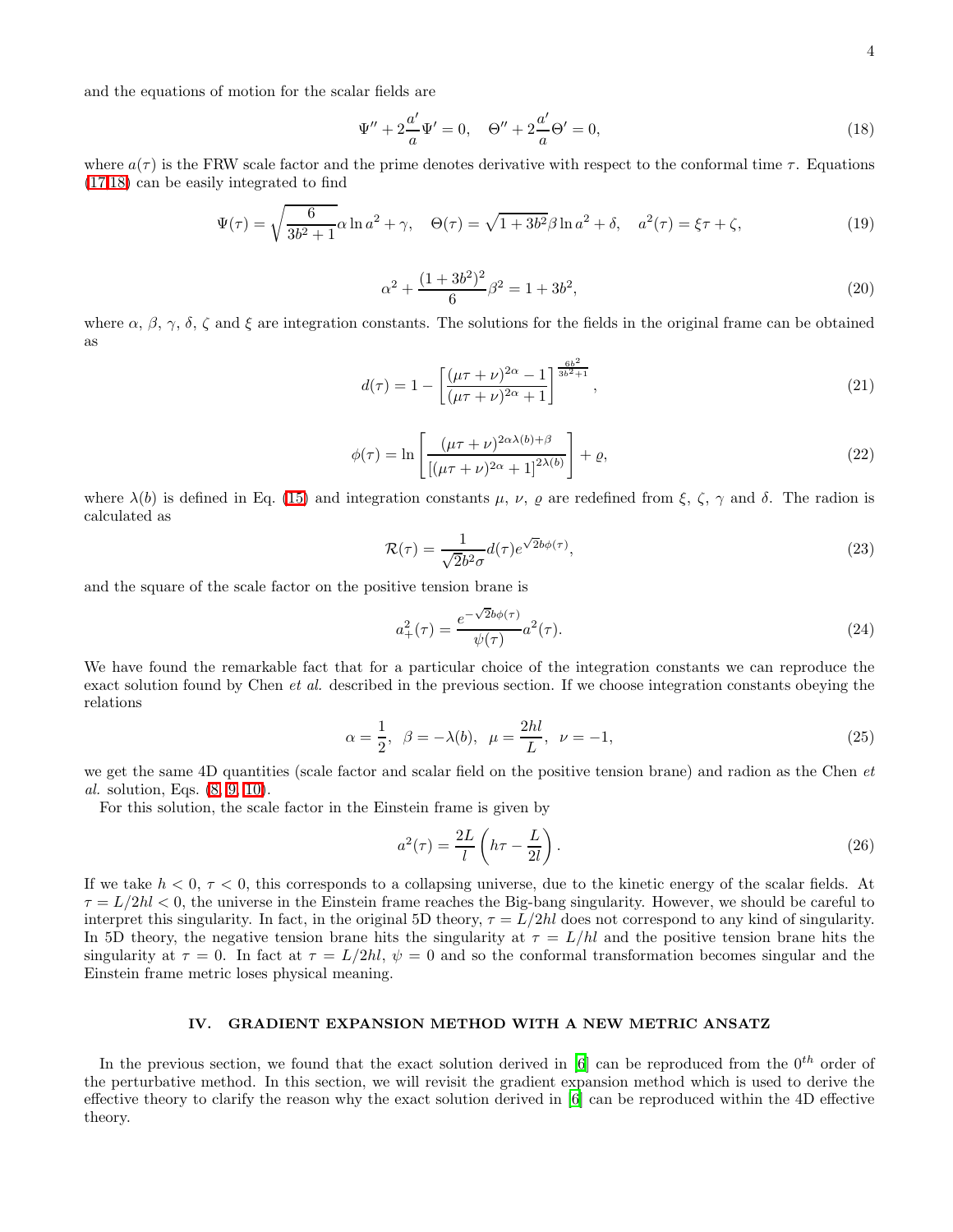and the equations of motion for the scalar fields are

$$\Psi'' + 2\frac{a'}{a}\Psi' = 0, \quad \Theta'' + 2\frac{a'}{a}\Theta' = 0, \tag{18}$$

where $a(\tau)$ is the FRW scale factor and the prime denotes derivative with respect to the conformal time $\tau$. Equations (17,18) can be easily integrated to find

$$\Psi(\tau) = \sqrt{\frac{6}{3b^2+1}}\alpha \ln a^2 + \gamma, \quad \Theta(\tau) = \sqrt{1+3b^2}\beta \ln a^2 + \delta, \quad a^2(\tau) = \xi\tau + \zeta, \tag{19}$$

$$\alpha^2 + \frac{(1+3b^2)^2}{6}\beta^2 = 1 + 3b^2, \tag{20}$$

where $\alpha$, $\beta$, $\gamma$, $\delta$, $\zeta$ and $\xi$ are integration constants. The solutions for the fields in the original frame can be obtained as

$$d(\tau) = 1 - \left[\frac{(\mu\tau+\nu)^{2\alpha} - 1}{(\mu\tau+\nu)^{2\alpha} + 1}\right]^{\frac{6b^2}{3b^2+1}}, \tag{21}$$

$$\phi(\tau) = \ln\left[\frac{(\mu\tau+\nu)^{2\alpha\lambda(b)+\beta}}{[(\mu\tau+\nu)^{2\alpha}+1]^{2\lambda(b)}}\right] + \varrho, \tag{22}$$

where $\lambda(b)$ is defined in Eq. (15) and integration constants $\mu$, $\nu$, $\varrho$ are redefined from $\xi$, $\zeta$, $\gamma$ and $\delta$. The radion is calculated as

$$\mathcal{R}(\tau) = \frac{1}{\sqrt{2}b^2\sigma} d(\tau) e^{\sqrt{2}b\phi(\tau)}, \tag{23}$$

and the square of the scale factor on the positive tension brane is

$$a_+^2(\tau) = \frac{e^{-\sqrt{2}b\phi(\tau)}}{\psi(\tau)} a^2(\tau). \tag{24}$$

We have found the remarkable fact that for a particular choice of the integration constants we can reproduce the exact solution found by Chen *et al.* described in the previous section. If we choose integration constants obeying the relations

$$\alpha = \frac{1}{2}, \;\; \beta = -\lambda(b), \;\; \mu = \frac{2hl}{L}, \;\; \nu = -1, \tag{25}$$

we get the same 4D quantities (scale factor and scalar field on the positive tension brane) and radion as the Chen *et al.* solution, Eqs. (8, 9, 10).

For this solution, the scale factor in the Einstein frame is given by

$$a^2(\tau) = \frac{2L}{l}\left(h\tau - \frac{L}{2l}\right). \tag{26}$$

If we take $h < 0$, $\tau < 0$, this corresponds to a collapsing universe, due to the kinetic energy of the scalar fields. At $\tau = L/2hl < 0$, the universe in the Einstein frame reaches the Big-bang singularity. However, we should be careful to interpret this singularity. In fact, in the original 5D theory, $\tau = L/2hl$ does not correspond to any kind of singularity. In 5D theory, the negative tension brane hits the singularity at $\tau = L/hl$ and the positive tension brane hits the singularity at $\tau = 0$. In fact at $\tau = L/2hl$, $\psi = 0$ and so the conformal transformation becomes singular and the Einstein frame metric loses physical meaning.

## IV. GRADIENT EXPANSION METHOD WITH A NEW METRIC ANSATZ

In the previous section, we found that the exact solution derived in [6] can be reproduced from the $0^{th}$ order of the perturbative method. In this section, we will revisit the gradient expansion method which is used to derive the effective theory to clarify the reason why the exact solution derived in [6] can be reproduced within the 4D effective theory.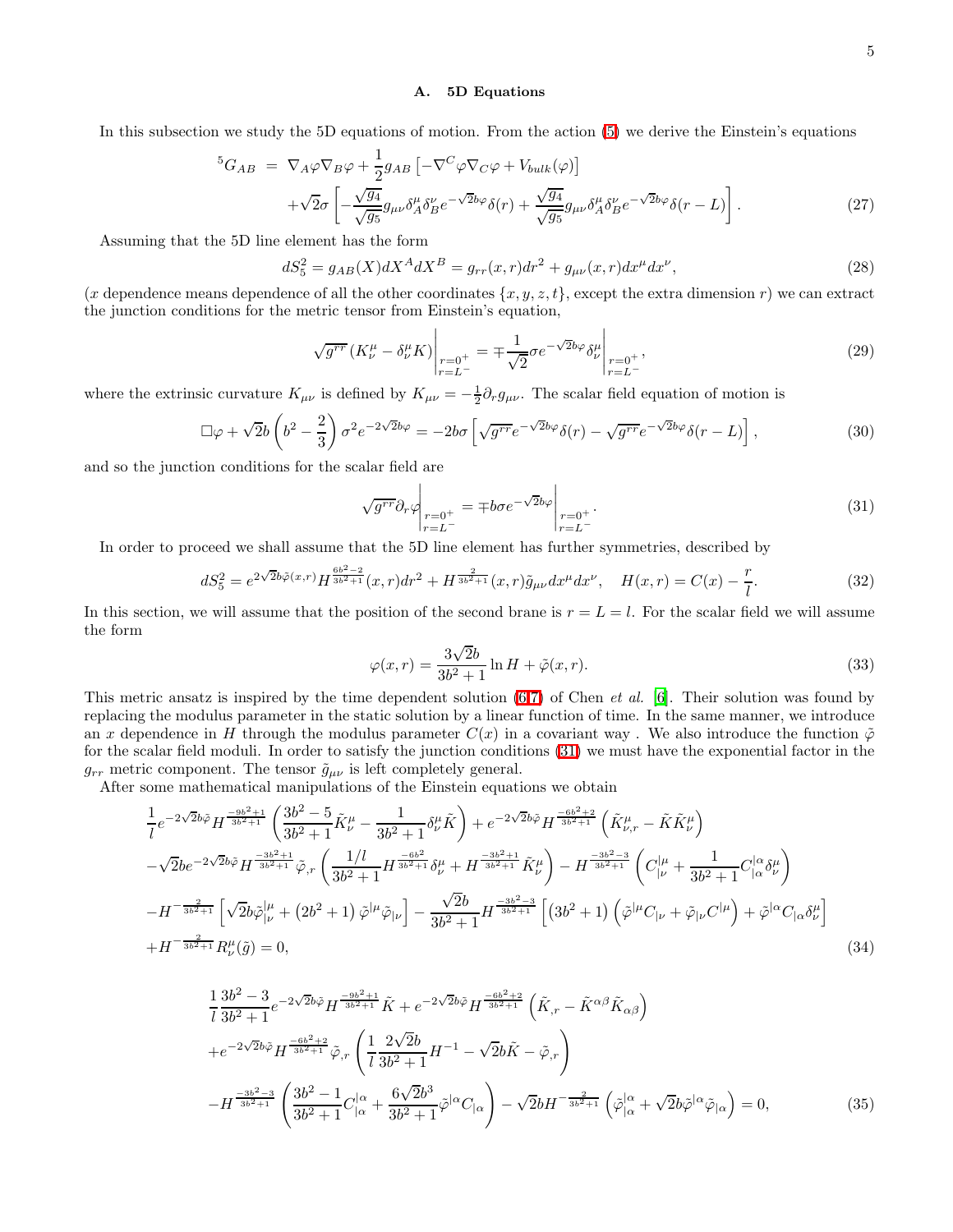### A. 5D Equations

In this subsection we study the 5D equations of motion. From the action (5) we derive the Einstein's equations

$$
\begin{aligned}
{}^5G_{AB} \ &= \ \nabla_A\varphi\nabla_B\varphi + \frac{1}{2}g_{AB}\left[-\nabla^C\varphi\nabla_C\varphi + V_{bulk}(\varphi)\right] \\
&+\sqrt{2}\sigma\left[-\frac{\sqrt{g_4}}{\sqrt{g_5}}g_{\mu\nu}\delta^\mu_A\delta^\nu_B e^{-\sqrt{2}b\varphi}\delta(r) + \frac{\sqrt{g_4}}{\sqrt{g_5}}g_{\mu\nu}\delta^\mu_A\delta^\nu_B e^{-\sqrt{2}b\varphi}\delta(r-L)\right]. \qquad (27)
\end{aligned}
$$

Assuming that the 5D line element has the form

$$
dS_5^2 = g_{AB}(X)dX^A dX^B = g_{rr}(x,r)dr^2 + g_{\mu\nu}(x,r)dx^\mu dx^\nu, \qquad (28)
$$

($x$ dependence means dependence of all the other coordinates $\{x,y,z,t\}$, except the extra dimension $r$) we can extract the junction conditions for the metric tensor from Einstein's equation,

$$
\sqrt{g^{rr}}\left(K^\mu_\nu - \delta^\mu_\nu K\right)\Bigg|_{\substack{r=0^+\\ r=L^-}} = \mp\frac{1}{\sqrt{2}}\sigma e^{-\sqrt{2}b\varphi}\delta^\mu_\nu\Bigg|_{\substack{r=0^+\\ r=L^-}}, \qquad (29)
$$

where the extrinsic curvature $K_{\mu\nu}$ is defined by $K_{\mu\nu} = -\frac{1}{2}\partial_r g_{\mu\nu}$. The scalar field equation of motion is

$$
\Box\varphi + \sqrt{2}b\left(b^2 - \frac{2}{3}\right)\sigma^2 e^{-2\sqrt{2}b\varphi} = -2b\sigma\left[\sqrt{g^{rr}}e^{-\sqrt{2}b\varphi}\delta(r) - \sqrt{g^{rr}}e^{-\sqrt{2}b\varphi}\delta(r-L)\right], \qquad (30)
$$

and so the junction conditions for the scalar field are

$$
\sqrt{g^{rr}}\partial_r\varphi\Bigg|_{\substack{r=0^+\\ r=L^-}} = \mp b\sigma e^{-\sqrt{2}b\varphi}\Bigg|_{\substack{r=0^+\\ r=L^-}}. \qquad (31)
$$

In order to proceed we shall assume that the 5D line element has further symmetries, described by

$$
dS_5^2 = e^{2\sqrt{2}b\tilde{\varphi}(x,r)}H^{\frac{6b^2-2}{3b^2+1}}(x,r)dr^2 + H^{\frac{2}{3b^2+1}}(x,r)\tilde{g}_{\mu\nu}dx^\mu dx^\nu, \quad H(x,r) = C(x) - \frac{r}{l}. \qquad (32)
$$

In this section, we will assume that the position of the second brane is $r = L = l$. For the scalar field we will assume the form

$$
\varphi(x,r) = \frac{3\sqrt{2}b}{3b^2+1}\ln H + \tilde{\varphi}(x,r). \qquad (33)
$$

This metric ansatz is inspired by the time dependent solution (6,7) of Chen *et al.* [6]. Their solution was found by replacing the modulus parameter in the static solution by a linear function of time. In the same manner, we introduce an $x$ dependence in $H$ through the modulus parameter $C(x)$ in a covariant way . We also introduce the function $\tilde{\varphi}$ for the scalar field moduli. In order to satisfy the junction conditions (31) we must have the exponential factor in the $g_{rr}$ metric component. The tensor $\tilde{g}_{\mu\nu}$ is left completely general.

After some mathematical manipulations of the Einstein equations we obtain

$$
\begin{aligned}
&\frac{1}{l}e^{-2\sqrt{2}b\tilde{\varphi}}H^{\frac{-9b^2+1}{3b^2+1}}\left(\frac{3b^2-5}{3b^2+1}\tilde{K}^\mu_\nu - \frac{1}{3b^2+1}\delta^\mu_\nu\tilde{K}\right) + e^{-2\sqrt{2}b\tilde{\varphi}}H^{\frac{-6b^2+2}{3b^2+1}}\left(\tilde{K}^\mu_{\nu,r} - \tilde{K}\tilde{K}^\mu_\nu\right) \\
&-\sqrt{2}be^{-2\sqrt{2}b\tilde{\varphi}}H^{\frac{-3b^2+1}{3b^2+1}}\tilde{\varphi}_{,r}\left(\frac{1/l}{3b^2+1}H^{\frac{-6b^2}{3b^2+1}}\delta^\mu_\nu + H^{\frac{-3b^2+1}{3b^2+1}}\tilde{K}^\mu_\nu\right) - H^{\frac{-3b^2-3}{3b^2+1}}\left(C^{|\mu}_{|\nu} + \frac{1}{3b^2+1}C^{|\alpha}_{|\alpha}\delta^\mu_\nu\right) \\
&-H^{-\frac{2}{3b^2+1}}\left[\sqrt{2}b\tilde{\varphi}^{|\mu}_{|\nu} + \left(2b^2+1\right)\tilde{\varphi}^{|\mu}\tilde{\varphi}_{|\nu}\right] - \frac{\sqrt{2}b}{3b^2+1}H^{\frac{-3b^2-3}{3b^2+1}}\left[\left(3b^2+1\right)\left(\tilde{\varphi}^{|\mu}C_{|\nu} + \tilde{\varphi}_{|\nu}C^{|\mu}\right) + \tilde{\varphi}^{|\alpha}C_{|\alpha}\delta^\mu_\nu\right] \\
&+H^{-\frac{2}{3b^2+1}}R^\mu_\nu(\tilde{g}) = 0, \qquad (34)
\end{aligned}
$$

$$
\begin{aligned}
&\frac{1}{l}\frac{3b^2-3}{3b^2+1}e^{-2\sqrt{2}b\tilde{\varphi}}H^{\frac{-9b^2+1}{3b^2+1}}\tilde{K} + e^{-2\sqrt{2}b\tilde{\varphi}}H^{\frac{-6b^2+2}{3b^2+1}}\left(\tilde{K}_{,r} - \tilde{K}^{\alpha\beta}\tilde{K}_{\alpha\beta}\right) \\
&+e^{-2\sqrt{2}b\tilde{\varphi}}H^{\frac{-6b^2+2}{3b^2+1}}\tilde{\varphi}_{,r}\left(\frac{1}{l}\frac{2\sqrt{2}b}{3b^2+1}H^{-1} - \sqrt{2}b\tilde{K} - \tilde{\varphi}_{,r}\right) \\
&-H^{\frac{-3b^2-3}{3b^2+1}}\left(\frac{3b^2-1}{3b^2+1}C^{|\alpha}_{|\alpha} + \frac{6\sqrt{2}b^3}{3b^2+1}\tilde{\varphi}^{|\alpha}C_{|\alpha}\right) - \sqrt{2}bH^{-\frac{2}{3b^2+1}}\left(\tilde{\varphi}^{|\alpha}_{|\alpha} + \sqrt{2}b\tilde{\varphi}^{|\alpha}\tilde{\varphi}_{|\alpha}\right) = 0, \qquad (35)
\end{aligned}
$$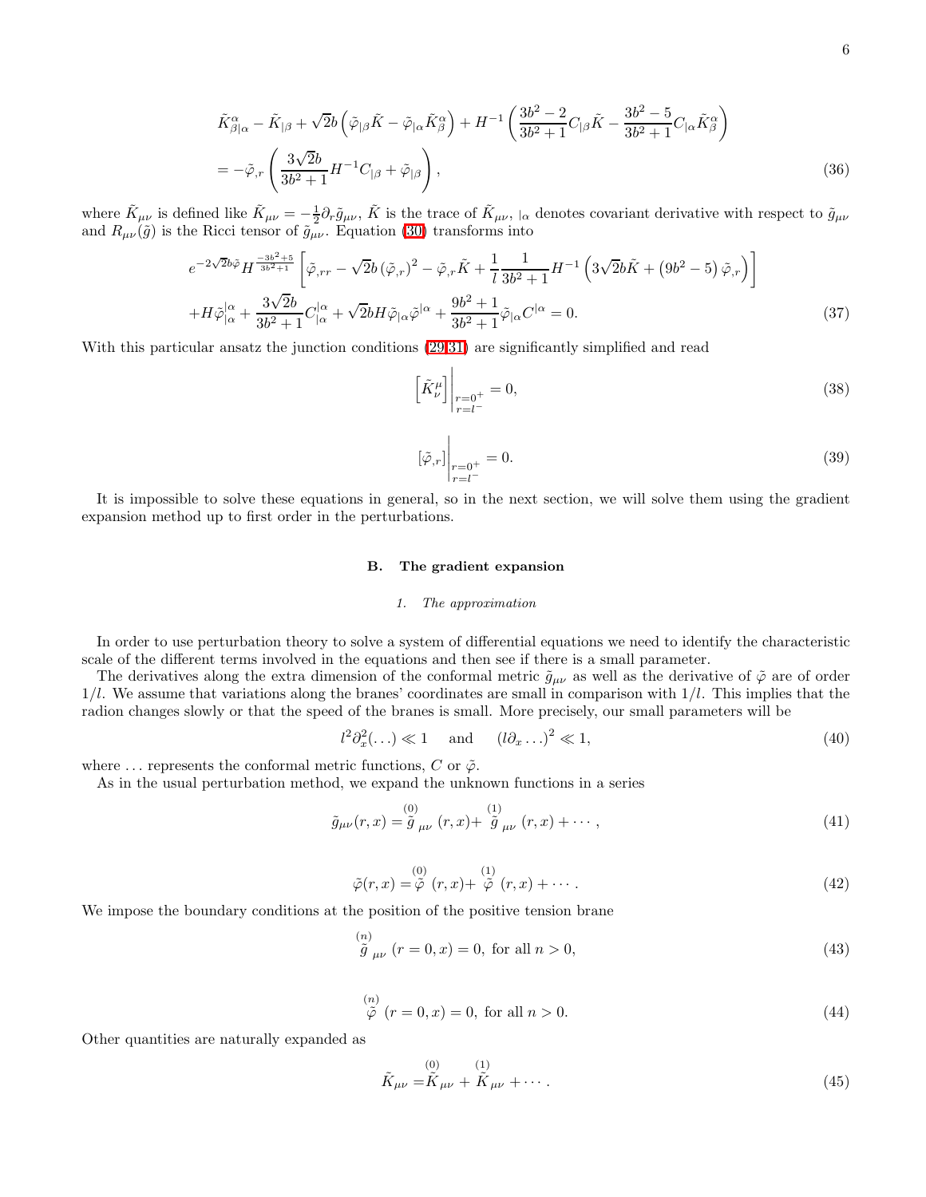$$
\begin{aligned}
&\tilde{K}^{\alpha}_{\beta|\alpha} - \tilde{K}_{|\beta} + \sqrt{2}b\left(\tilde{\varphi}_{|\beta}\tilde{K} - \tilde{\varphi}_{|\alpha}\tilde{K}^{\alpha}_{\beta}\right) + H^{-1}\left(\frac{3b^2-2}{3b^2+1}C_{|\beta}\tilde{K} - \frac{3b^2-5}{3b^2+1}C_{|\alpha}\tilde{K}^{\alpha}_{\beta}\right) \\
&= -\tilde{\varphi}_{,r}\left(\frac{3\sqrt{2}b}{3b^2+1}H^{-1}C_{|\beta} + \tilde{\varphi}_{|\beta}\right),
\end{aligned}
\tag{36}
$$

where $\tilde{K}_{\mu\nu}$ is defined like $\tilde{K}_{\mu\nu} = -\frac{1}{2}\partial_r \tilde{g}_{\mu\nu}$, $\tilde{K}$ is the trace of $\tilde{K}_{\mu\nu}$, $_{|\alpha}$ denotes covariant derivative with respect to $\tilde{g}_{\mu\nu}$ and $R_{\mu\nu}(\tilde{g})$ is the Ricci tensor of $\tilde{g}_{\mu\nu}$. Equation (30) transforms into

$$
\begin{aligned}
&e^{-2\sqrt{2}b\tilde{\varphi}}H^{\frac{-3b^2+5}{3b^2+1}}\left[\tilde{\varphi}_{,rr} - \sqrt{2}b\left(\tilde{\varphi}_{,r}\right)^2 - \tilde{\varphi}_{,r}\tilde{K} + \frac{1}{l}\frac{1}{3b^2+1}H^{-1}\left(3\sqrt{2}b\tilde{K} + \left(9b^2-5\right)\tilde{\varphi}_{,r}\right)\right] \\
&+H\tilde{\varphi}^{|\alpha}_{|\alpha} + \frac{3\sqrt{2}b}{3b^2+1}C^{|\alpha}_{|\alpha} + \sqrt{2}bH\tilde{\varphi}_{|\alpha}\tilde{\varphi}^{|\alpha} + \frac{9b^2+1}{3b^2+1}\tilde{\varphi}_{|\alpha}C^{|\alpha} = 0.
\end{aligned}
\tag{37}
$$

With this particular ansatz the junction conditions (29-31) are significantly simplified and read

$$
\left[\tilde{K}^{\mu}_{\nu}\right]\Big|_{\substack{r=0^+\\ r=l^-}} = 0,
\tag{38}
$$

$$
\left[\tilde{\varphi}_{,r}\right]\Big|_{\substack{r=0^+\\ r=l^-}} = 0.
\tag{39}
$$

It is impossible to solve these equations in general, so in the next section, we will solve them using the gradient expansion method up to first order in the perturbations.

### B. The gradient expansion

#### 1. The approximation

In order to use perturbation theory to solve a system of differential equations we need to identify the characteristic scale of the different terms involved in the equations and then see if there is a small parameter.

The derivatives along the extra dimension of the conformal metric $\tilde{g}_{\mu\nu}$ as well as the derivative of $\tilde{\varphi}$ are of order $1/l$. We assume that variations along the branes' coordinates are small in comparison with $1/l$. This implies that the radion changes slowly or that the speed of the branes is small. More precisely, our small parameters will be

$$
l^2\partial_x^2(\ldots) \ll 1 \quad \text{and} \quad (l\partial_x\ldots)^2 \ll 1,
\tag{40}
$$

where $\ldots$ represents the conformal metric functions, $C$ or $\tilde{\varphi}$.

As in the usual perturbation method, we expand the unknown functions in a series

$$
\tilde{g}_{\mu\nu}(r,x) = \overset{(0)}{\tilde{g}}_{\mu\nu}(r,x) + \overset{(1)}{\tilde{g}}_{\mu\nu}(r,x) + \cdots,
\tag{41}
$$

$$
\tilde{\varphi}(r,x) = \overset{(0)}{\tilde{\varphi}}(r,x) + \overset{(1)}{\tilde{\varphi}}(r,x) + \cdots.
\tag{42}
$$

We impose the boundary conditions at the position of the positive tension brane

$$
\overset{(n)}{\tilde{g}}_{\mu\nu}(r=0,x) = 0, \text{ for all } n>0,
\tag{43}
$$

$$
\overset{(n)}{\tilde{\varphi}}(r=0,x) = 0, \text{ for all } n>0.
\tag{44}
$$

Other quantities are naturally expanded as

$$
\tilde{K}_{\mu\nu} = \overset{(0)}{\tilde{K}}_{\mu\nu} + \overset{(1)}{\tilde{K}}_{\mu\nu} + \cdots.
\tag{45}
$$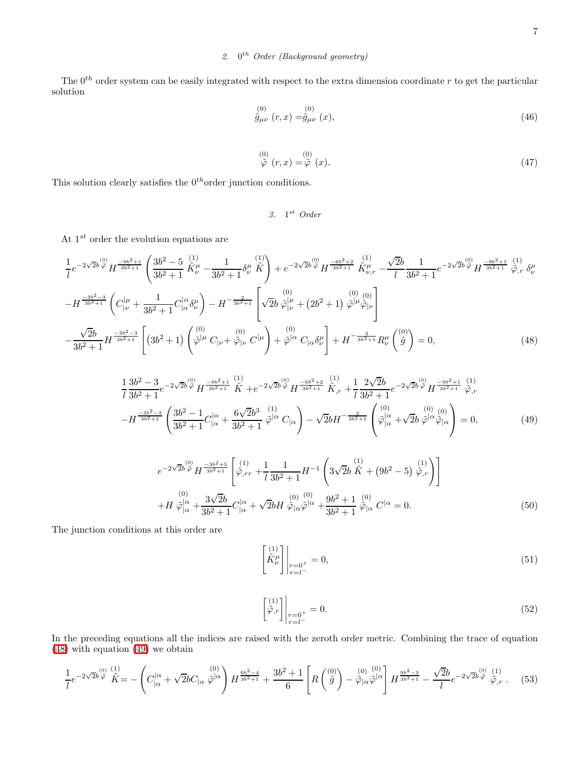### 2. $0^{th}$ Order (Background geometry)

The $0^{th}$ order system can be easily integrated with respect to the extra dimension coordinate $r$ to get the particular solution

$$\overset{(0)}{\tilde{g}}_{\mu\nu}(r,x)=\overset{(0)}{\tilde{g}}_{\mu\nu}(x), \tag{46}$$

$$\overset{(0)}{\tilde{\varphi}}(r,x)=\overset{(0)}{\tilde{\varphi}}(x). \tag{47}$$

This solution clearly satisfies the $0^{th}$order junction conditions.

### 3. $1^{st}$ Order

At $1^{st}$ order the evolution equations are

$$\begin{aligned}
&\frac{1}{l}e^{-2\sqrt{2}b\overset{(0)}{\tilde{\varphi}}}H^{\frac{-9b^2+1}{3b^2+1}}\left(\frac{3b^2-5}{3b^2+1}\overset{(1)}{\tilde{K}^{\mu}_{\nu}}-\frac{1}{3b^2+1}\delta^{\mu}_{\nu}\overset{(1)}{\tilde{K}}\right)+e^{-2\sqrt{2}b\overset{(0)}{\tilde{\varphi}}}H^{\frac{-6b^2+2}{3b^2+1}}\overset{(1)}{\tilde{K}^{\mu}_{\nu,r}}-\frac{\sqrt{2}b}{l}\frac{1}{3b^2+1}e^{-2\sqrt{2}b\overset{(0)}{\tilde{\varphi}}}H^{\frac{-9b^2+1}{3b^2+1}}\overset{(1)}{\tilde{\varphi}}_{,r}\delta^{\mu}_{\nu}\\
&-H^{\frac{-3b^2-3}{3b^2+1}}\left(C^{|\mu}_{|\nu}+\frac{1}{3b^2+1}C^{|\alpha}_{|\alpha}\delta^{\mu}_{\nu}\right)-H^{-\frac{2}{3b^2+1}}\left[\sqrt{2}b\overset{(0)}{\tilde{\varphi}}{}^{|\mu}_{|\nu}+\left(2b^2+1\right)\overset{(0)}{\tilde{\varphi}}{}^{|\mu}\overset{(0)}{\tilde{\varphi}}_{|\nu}\right]\\
&-\frac{\sqrt{2}b}{3b^2+1}H^{\frac{-3b^2-3}{3b^2+1}}\left[\left(3b^2+1\right)\left(\overset{(0)}{\tilde{\varphi}}{}^{|\mu}C_{|\nu}+\overset{(0)}{\tilde{\varphi}}_{|\nu}C^{|\mu}\right)+\overset{(0)}{\tilde{\varphi}}{}^{|\alpha}C_{|\alpha}\delta^{\mu}_{\nu}\right]+H^{-\frac{2}{3b^2+1}}R^{\mu}_{\nu}\left(\overset{(0)}{\tilde{g}}\right)=0,
\end{aligned} \tag{48}$$

$$\begin{aligned}
&\frac{1}{l}\frac{3b^2-3}{3b^2+1}e^{-2\sqrt{2}b\overset{(0)}{\tilde{\varphi}}}H^{\frac{-9b^2+1}{3b^2+1}}\overset{(1)}{\tilde{K}}+e^{-2\sqrt{2}b\overset{(0)}{\tilde{\varphi}}}H^{\frac{-6b^2+2}{3b^2+1}}\overset{(1)}{\tilde{K}}_{,r}+\frac{1}{l}\frac{2\sqrt{2}b}{3b^2+1}e^{-2\sqrt{2}b\overset{(0)}{\tilde{\varphi}}}H^{\frac{-9b^2+1}{3b^2+1}}\overset{(1)}{\tilde{\varphi}}_{,r}\\
&-H^{\frac{-3b^2-3}{3b^2+1}}\left(\frac{3b^2-1}{3b^2+1}C^{|\alpha}_{|\alpha}+\frac{6\sqrt{2}b^3}{3b^2+1}\overset{(1)}{\tilde{\varphi}}{}^{|\alpha}C_{|\alpha}\right)-\sqrt{2}bH^{-\frac{2}{3b^2+1}}\left(\overset{(0)}{\tilde{\varphi}}{}^{|\alpha}_{|\alpha}+\sqrt{2}b\overset{(0)}{\tilde{\varphi}}{}^{|\alpha}\overset{(0)}{\tilde{\varphi}}_{|\alpha}\right)=0,
\end{aligned} \tag{49}$$

$$\begin{aligned}
&e^{-2\sqrt{2}b\overset{(0)}{\tilde{\varphi}}}H^{\frac{-3b^2+5}{3b^2+1}}\left[\overset{(1)}{\tilde{\varphi}}_{,rr}+\frac{1}{l}\frac{1}{3b^2+1}H^{-1}\left(3\sqrt{2}b\overset{(1)}{\tilde{K}}+\left(9b^2-5\right)\overset{(1)}{\tilde{\varphi}}_{,r}\right)\right]\\
&+H\overset{(0)}{\tilde{\varphi}}{}^{|\alpha}_{|\alpha}+\frac{3\sqrt{2}b}{3b^2+1}C^{|\alpha}_{|\alpha}+\sqrt{2}bH\overset{(0)}{\tilde{\varphi}}_{|\alpha}\overset{(0)}{\tilde{\varphi}}{}^{|\alpha}+\frac{9b^2+1}{3b^2+1}\overset{(0)}{\tilde{\varphi}}_{|\alpha}C^{|\alpha}=0.
\end{aligned} \tag{50}$$

The junction conditions at this order are

$$\left[\overset{(1)}{\tilde{K}^{\mu}_{\nu}}\right]\Bigg|_{\substack{r=0^+\\ r=l^-}}=0, \tag{51}$$

$$\left[\overset{(1)}{\tilde{\varphi}}_{,r}\right]\Bigg|_{\substack{r=0^+\\ r=l^-}}=0. \tag{52}$$

In the preceding equations all the indices are raised with the zeroth order metric. Combining the trace of equation (48) with equation (49) we obtain

$$\frac{1}{l}e^{-2\sqrt{2}b\overset{(0)}{\tilde{\varphi}}}\overset{(1)}{\tilde{K}}=-\left(C^{|\alpha}_{|\alpha}+\sqrt{2}bC_{|\alpha}\overset{(0)}{\tilde{\varphi}}{}^{|\alpha}\right)H^{\frac{6b^2-4}{3b^2+1}}+\frac{3b^2+1}{6}\left[R\left(\overset{(0)}{\tilde{g}}\right)-\overset{(0)}{\tilde{\varphi}}_{|\alpha}\overset{(0)}{\tilde{\varphi}}{}^{|\alpha}\right]H^{\frac{9b^2-3}{3b^2+1}}-\frac{\sqrt{2}b}{l}e^{-2\sqrt{2}b\overset{(0)}{\tilde{\varphi}}}\overset{(1)}{\tilde{\varphi}}_{,r}\,. \tag{53}$$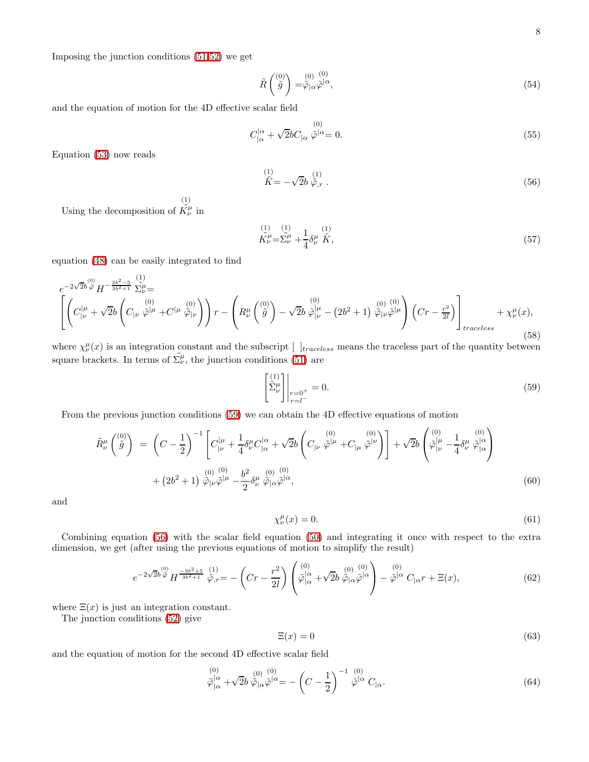Imposing the junction conditions (51,52) we get

$$\tilde{R}\left(\overset{(0)}{\tilde{g}}\right) = \overset{(0)}{\tilde{\varphi}}_{|\alpha}\overset{(0)}{\tilde{\varphi}}^{|\alpha}, \tag{54}$$

and the equation of motion for the 4D effective scalar field

$$C_{|\alpha}^{|\alpha} + \sqrt{2}bC_{|\alpha}\overset{(0)}{\tilde{\varphi}}^{|\alpha} = 0. \tag{55}$$

Equation (53) now reads

$$\overset{(1)}{\tilde{K}} = -\sqrt{2}b\overset{(1)}{\tilde{\varphi}}_{,r}\,. \tag{56}$$

Using the decomposition of $\overset{(1)}{\tilde{K}}{}^{\mu}_{\nu}$ in

$$\overset{(1)}{\tilde{K}}{}^{\mu}_{\nu} = \overset{(1)}{\tilde{\Sigma}}{}^{\mu}_{\nu} + \frac{1}{4}\delta^{\mu}_{\nu}\overset{(1)}{\tilde{K}}, \tag{57}$$

equation (48) can be easily integrated to find

$$\begin{aligned}
&e^{-2\sqrt{2}b\overset{(0)}{\tilde{\varphi}}}H^{-\frac{3b^2-5}{3b^2+1}}\overset{(1)}{\tilde{\Sigma}}{}^{\mu}_{\nu} = \\
&\left[\left(C^{|\mu}_{|\nu} + \sqrt{2}b\left(C_{|\nu}\overset{(0)}{\tilde{\varphi}}^{|\mu} + C^{|\mu}\overset{(0)}{\tilde{\varphi}}_{|\nu}\right)\right)r - \left(R^{\mu}_{\nu}\left(\overset{(0)}{\tilde{g}}\right) - \sqrt{2}b\overset{(0)}{\tilde{\varphi}}^{|\mu}_{|\nu} - \left(2b^2+1\right)\overset{(0)}{\tilde{\varphi}}_{|\nu}\overset{(0)}{\tilde{\varphi}}^{|\mu}\right)\left(Cr - \frac{r^2}{2l}\right)\right]_{traceless} + \chi^{\mu}_{\nu}(x),
\end{aligned} \tag{58}$$

where $\chi^{\mu}_{\nu}(x)$ is an integration constant and the subscript $[\ ]_{traceless}$ means the traceless part of the quantity between square brackets. In terms of $\tilde{\Sigma}^{\mu}_{\nu}$, the junction conditions (51) are

$$\left[\overset{(1)}{\tilde{\Sigma}}{}^{\mu}_{\nu}\right]\Bigg|_{\substack{r=0^+ \\ r=l^-}} = 0. \tag{59}$$

From the previous junction conditions (59) we can obtain the 4D effective equations of motion

$$\begin{aligned}
\tilde{R}^{\mu}_{\nu}\left(\overset{(0)}{\tilde{g}}\right) &= \left(C - \frac{1}{2}\right)^{-1}\left[C^{|\mu}_{|\nu} + \frac{1}{4}\delta^{\mu}_{\nu}C^{|\alpha}_{|\alpha} + \sqrt{2}b\left(C_{|\nu}\overset{(0)}{\tilde{\varphi}}^{|\mu} + C_{|\mu}\overset{(0)}{\tilde{\varphi}}^{|\nu}\right)\right] + \sqrt{2}b\left(\overset{(0)}{\tilde{\varphi}}^{|\mu}_{|\nu} - \frac{1}{4}\delta^{\mu}_{\nu}\overset{(0)}{\tilde{\varphi}}^{|\alpha}_{|\alpha}\right) \\
&\quad + \left(2b^2+1\right)\overset{(0)}{\tilde{\varphi}}_{|\nu}\overset{(0)}{\tilde{\varphi}}^{|\mu} - \frac{b^2}{2}\delta^{\mu}_{\nu}\overset{(0)}{\tilde{\varphi}}_{|\alpha}\overset{(0)}{\tilde{\varphi}}^{|\alpha},
\end{aligned} \tag{60}$$

and

$$\chi^{\mu}_{\nu}(x) = 0. \tag{61}$$

Combining equation (56) with the scalar field equation (50) and integrating it once with respect to the extra dimension, we get (after using the previous equations of motion to simplify the result)

$$e^{-2\sqrt{2}b\overset{(0)}{\tilde{\varphi}}}H^{\frac{-3b^2+5}{3b^2+1}}\overset{(1)}{\tilde{\varphi}}_{,r} = -\left(Cr - \frac{r^2}{2l}\right)\left(\overset{(0)}{\tilde{\varphi}}^{|\alpha}_{|\alpha} + \sqrt{2}b\overset{(0)}{\tilde{\varphi}}_{|\alpha}\overset{(0)}{\tilde{\varphi}}^{|\alpha}\right) - \overset{(0)}{\tilde{\varphi}}^{|\alpha}C_{|\alpha}r + \Xi(x), \tag{62}$$

where $\Xi(x)$ is just an integration constant.

The junction conditions (52) give

$$\Xi(x) = 0 \tag{63}$$

and the equation of motion for the second 4D effective scalar field

$$\overset{(0)}{\tilde{\varphi}}^{|\alpha}_{|\alpha} + \sqrt{2}b\overset{(0)}{\tilde{\varphi}}_{|\alpha}\overset{(0)}{\tilde{\varphi}}^{|\alpha} = -\left(C - \frac{1}{2}\right)^{-1}\overset{(0)}{\tilde{\varphi}}^{|\alpha}C_{|\alpha}. \tag{64}$$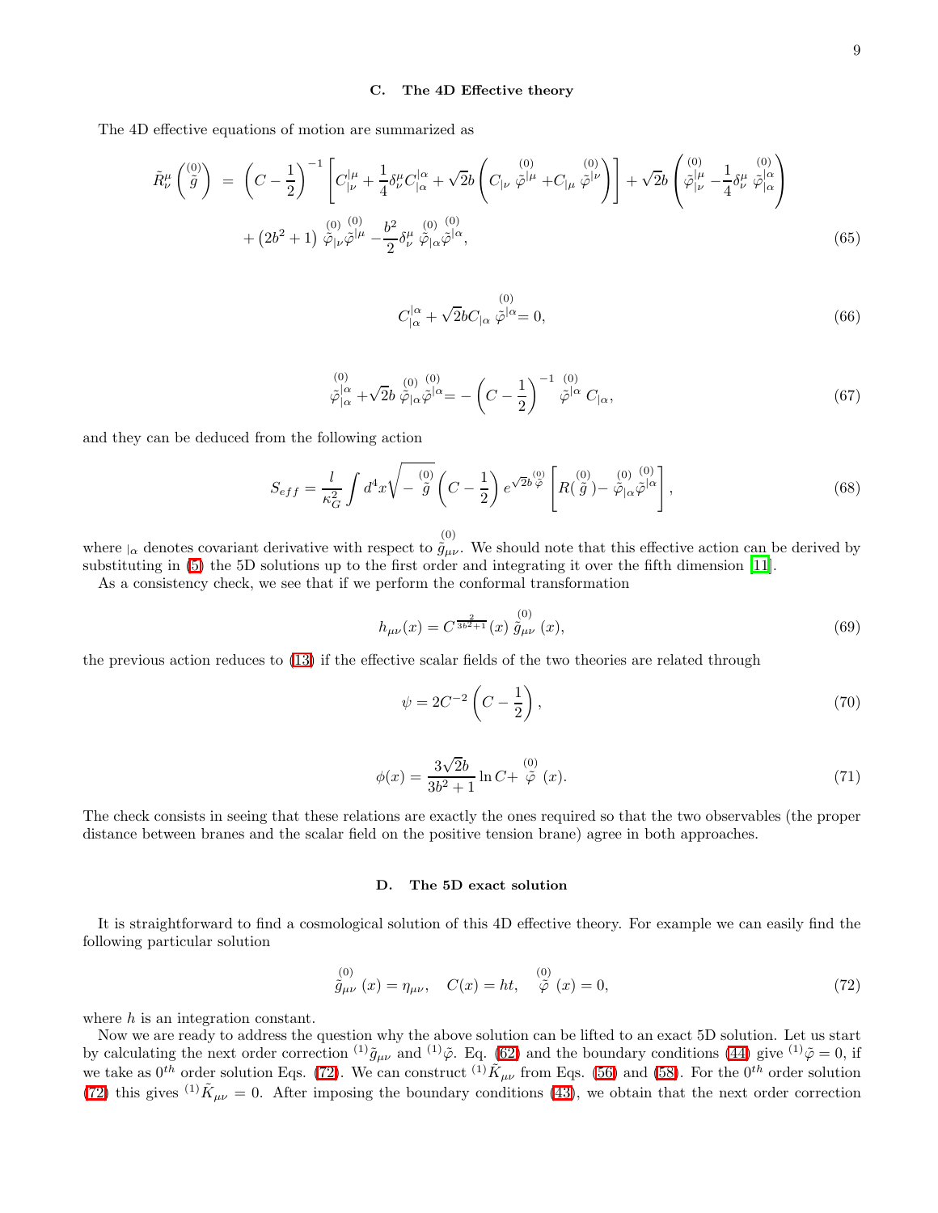### C. The 4D Effective theory

The 4D effective equations of motion are summarized as

$$\tilde{R}^{\mu}_{\nu}\left(\overset{(0)}{\tilde{g}}\right) = \left(C-\frac{1}{2}\right)^{-1}\left[C^{|\mu}_{|\nu}+\frac{1}{4}\delta^{\mu}_{\nu}C^{|\alpha}_{|\alpha}+\sqrt{2}b\left(C_{|\nu}\overset{(0)}{\tilde{\varphi}}{}^{|\mu}+C_{|\mu}\overset{(0)}{\tilde{\varphi}}{}^{|\nu}\right)\right]+\sqrt{2}b\left(\overset{(0)}{\tilde{\varphi}}{}^{|\mu}_{|\nu}-\frac{1}{4}\delta^{\mu}_{\nu}\overset{(0)}{\tilde{\varphi}}{}^{|\alpha}_{|\alpha}\right)$$
$$+\left(2b^2+1\right)\overset{(0)}{\tilde{\varphi}}_{|\nu}\overset{(0)}{\tilde{\varphi}}{}^{|\mu}-\frac{b^2}{2}\delta^{\mu}_{\nu}\overset{(0)}{\tilde{\varphi}}_{|\alpha}\overset{(0)}{\tilde{\varphi}}{}^{|\alpha}, \tag{65}$$

$$C^{|\alpha}_{|\alpha}+\sqrt{2}bC_{|\alpha}\overset{(0)}{\tilde{\varphi}}{}^{|\alpha}=0, \tag{66}$$

$$\overset{(0)}{\tilde{\varphi}}{}^{|\alpha}_{|\alpha}+\sqrt{2}b\overset{(0)}{\tilde{\varphi}}_{|\alpha}\overset{(0)}{\tilde{\varphi}}{}^{|\alpha}=-\left(C-\frac{1}{2}\right)^{-1}\overset{(0)}{\tilde{\varphi}}{}^{|\alpha}C_{|\alpha}, \tag{67}$$

and they can be deduced from the following action

$$S_{eff}=\frac{l}{\kappa_G^2}\int d^4x\sqrt{-\overset{(0)}{\tilde{g}}}\left(C-\frac{1}{2}\right)e^{\sqrt{2}b\overset{(0)}{\tilde{\varphi}}}\left[R(\overset{(0)}{\tilde{g}})-\overset{(0)}{\tilde{\varphi}}_{|\alpha}\overset{(0)}{\tilde{\varphi}}{}^{|\alpha}\right], \tag{68}$$

where $_{|\alpha}$ denotes covariant derivative with respect to $\overset{(0)}{\tilde{g}}_{\mu\nu}$. We should note that this effective action can be derived by substituting in (5) the 5D solutions up to the first order and integrating it over the fifth dimension [11].

As a consistency check, we see that if we perform the conformal transformation

$$h_{\mu\nu}(x)=C^{\frac{2}{3b^2+1}}(x)\,\overset{(0)}{\tilde{g}}_{\mu\nu}(x), \tag{69}$$

the previous action reduces to (13) if the effective scalar fields of the two theories are related through

$$\psi=2C^{-2}\left(C-\frac{1}{2}\right), \tag{70}$$

$$\phi(x)=\frac{3\sqrt{2}b}{3b^2+1}\ln C+\overset{(0)}{\tilde{\varphi}}(x). \tag{71}$$

The check consists in seeing that these relations are exactly the ones required so that the two observables (the proper distance between branes and the scalar field on the positive tension brane) agree in both approaches.

### D. The 5D exact solution

It is straightforward to find a cosmological solution of this 4D effective theory. For example we can easily find the following particular solution

$$\overset{(0)}{\tilde{g}}_{\mu\nu}(x)=\eta_{\mu\nu},\quad C(x)=ht,\quad \overset{(0)}{\tilde{\varphi}}(x)=0, \tag{72}$$

where $h$ is an integration constant.

Now we are ready to address the question why the above solution can be lifted to an exact 5D solution. Let us start by calculating the next order correction ${}^{(1)}\tilde{g}_{\mu\nu}$ and ${}^{(1)}\tilde{\varphi}$. Eq. (62) and the boundary conditions (44) give ${}^{(1)}\tilde{\varphi}=0$, if we take as $0^{th}$ order solution Eqs. (72). We can construct ${}^{(1)}\tilde{K}_{\mu\nu}$ from Eqs. (56) and (58). For the $0^{th}$ order solution (72) this gives ${}^{(1)}\tilde{K}_{\mu\nu}=0$. After imposing the boundary conditions (43), we obtain that the next order correction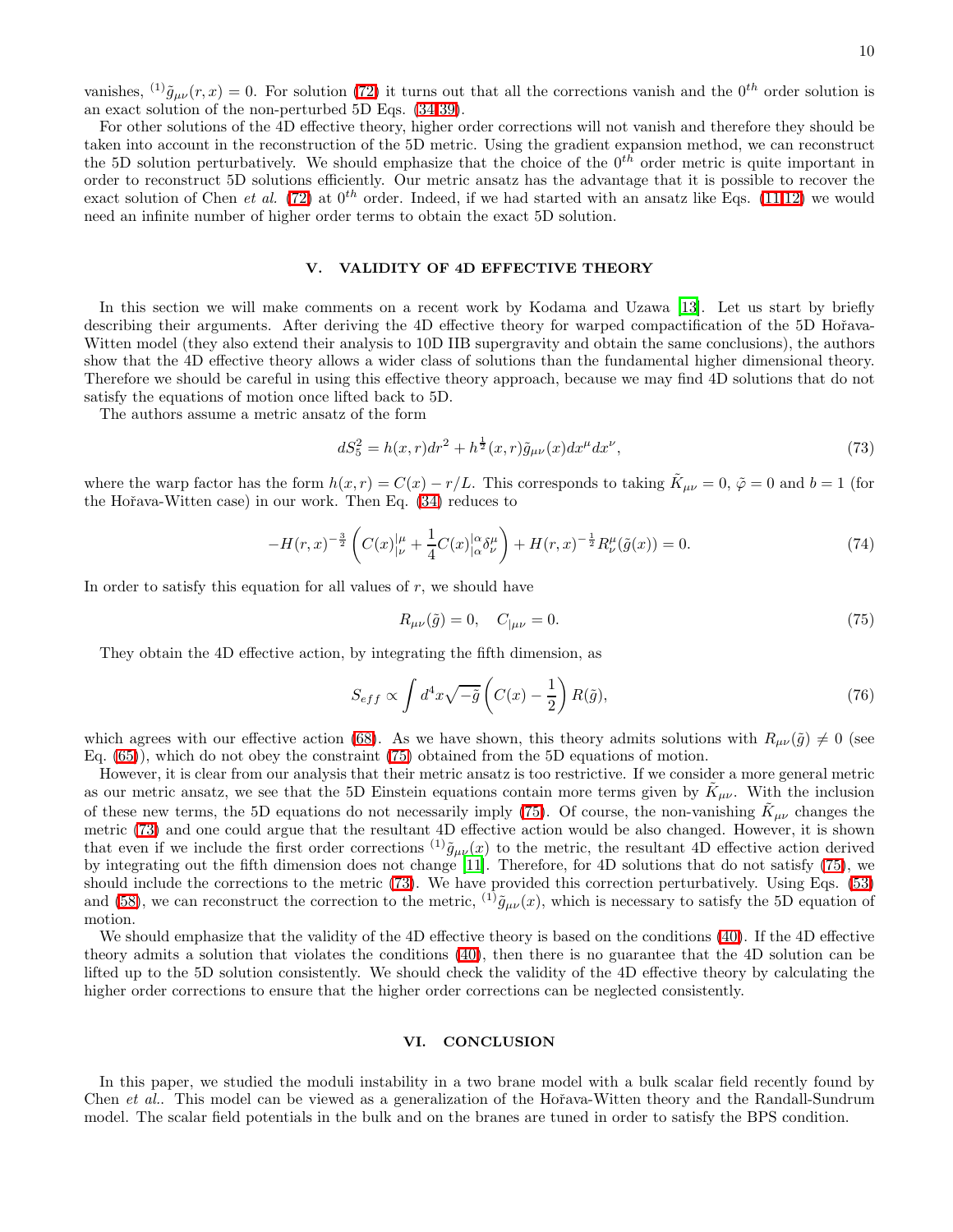vanishes, ${}^{(1)}\tilde{g}_{\mu\nu}(r,x) = 0$. For solution (72) it turns out that all the corrections vanish and the $0^{th}$ order solution is an exact solution of the non-perturbed 5D Eqs. (34,39).

For other solutions of the 4D effective theory, higher order corrections will not vanish and therefore they should be taken into account in the reconstruction of the 5D metric. Using the gradient expansion method, we can reconstruct the 5D solution perturbatively. We should emphasize that the choice of the $0^{th}$ order metric is quite important in order to reconstruct 5D solutions efficiently. Our metric ansatz has the advantage that it is possible to recover the exact solution of Chen *et al.* (72) at $0^{th}$ order. Indeed, if we had started with an ansatz like Eqs. (11,12) we would need an infinite number of higher order terms to obtain the exact 5D solution.

## V. VALIDITY OF 4D EFFECTIVE THEORY

In this section we will make comments on a recent work by Kodama and Uzawa [13]. Let us start by briefly describing their arguments. After deriving the 4D effective theory for warped compactification of the 5D Hořava-Witten model (they also extend their analysis to 10D IIB supergravity and obtain the same conclusions), the authors show that the 4D effective theory allows a wider class of solutions than the fundamental higher dimensional theory. Therefore we should be careful in using this effective theory approach, because we may find 4D solutions that do not satisfy the equations of motion once lifted back to 5D.

The authors assume a metric ansatz of the form

$$dS_5^2 = h(x,r)dr^2 + h^{\frac{1}{2}}(x,r)\tilde{g}_{\mu\nu}(x)dx^\mu dx^\nu, \tag{73}$$

where the warp factor has the form $h(x,r) = C(x) - r/L$. This corresponds to taking $\tilde{K}_{\mu\nu} = 0$, $\tilde{\varphi} = 0$ and $b = 1$ (for the Hořava-Witten case) in our work. Then Eq. (34) reduces to

$$-H(r,x)^{-\frac{3}{2}}\left(C(x)|^{\mu}_{\nu} + \frac{1}{4}C(x)|^{\alpha}_{\alpha}\delta^{\mu}_{\nu}\right) + H(r,x)^{-\frac{1}{2}}R^{\mu}_{\nu}(\tilde{g}(x)) = 0. \tag{74}$$

In order to satisfy this equation for all values of $r$, we should have

$$R_{\mu\nu}(\tilde{g}) = 0, \quad C_{|\mu\nu} = 0. \tag{75}$$

They obtain the 4D effective action, by integrating the fifth dimension, as

$$S_{eff} \propto \int d^4x\sqrt{-\tilde{g}}\left(C(x) - \frac{1}{2}\right)R(\tilde{g}), \tag{76}$$

which agrees with our effective action (68). As we have shown, this theory admits solutions with $R_{\mu\nu}(\tilde{g}) \neq 0$ (see Eq. (65)), which do not obey the constraint (75) obtained from the 5D equations of motion.

However, it is clear from our analysis that their metric ansatz is too restrictive. If we consider a more general metric as our metric ansatz, we see that the 5D Einstein equations contain more terms given by $\tilde{K}_{\mu\nu}$. With the inclusion of these new terms, the 5D equations do not necessarily imply (75). Of course, the non-vanishing $\tilde{K}_{\mu\nu}$ changes the metric (73) and one could argue that the resultant 4D effective action would be also changed. However, it is shown that even if we include the first order corrections ${}^{(1)}\tilde{g}_{\mu\nu}(x)$ to the metric, the resultant 4D effective action derived by integrating out the fifth dimension does not change [11]. Therefore, for 4D solutions that do not satisfy (75), we should include the corrections to the metric (73). We have provided this correction perturbatively. Using Eqs. (53) and (58), we can reconstruct the correction to the metric, ${}^{(1)}\tilde{g}_{\mu\nu}(x)$, which is necessary to satisfy the 5D equation of motion.

We should emphasize that the validity of the 4D effective theory is based on the conditions (40). If the 4D effective theory admits a solution that violates the conditions (40), then there is no guarantee that the 4D solution can be lifted up to the 5D solution consistently. We should check the validity of the 4D effective theory by calculating the higher order corrections to ensure that the higher order corrections can be neglected consistently.

## VI. CONCLUSION

In this paper, we studied the moduli instability in a two brane model with a bulk scalar field recently found by Chen *et al.*. This model can be viewed as a generalization of the Hořava-Witten theory and the Randall-Sundrum model. The scalar field potentials in the bulk and on the branes are tuned in order to satisfy the BPS condition.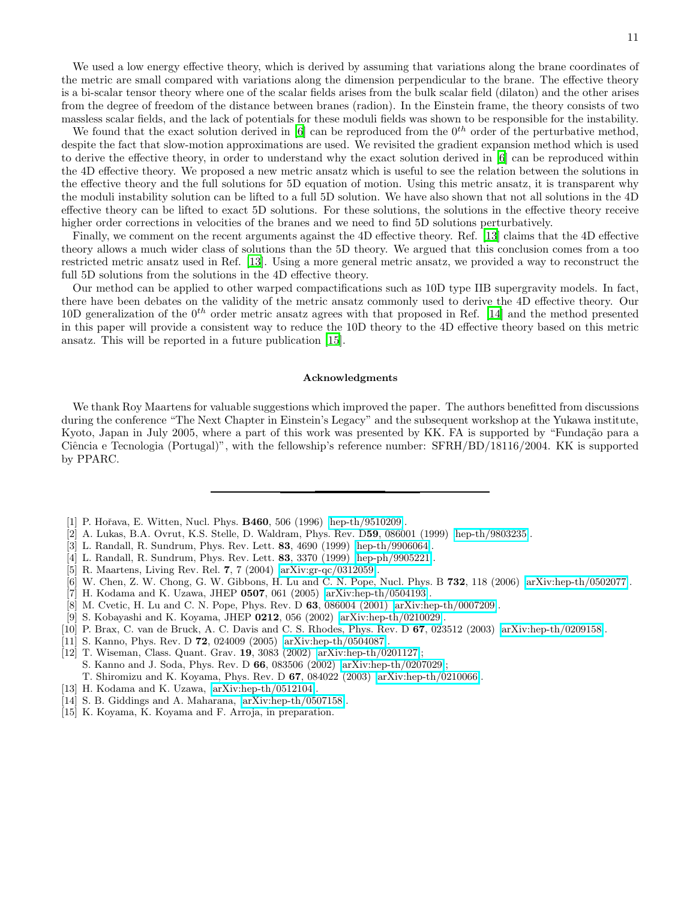We used a low energy effective theory, which is derived by assuming that variations along the brane coordinates of the metric are small compared with variations along the dimension perpendicular to the brane. The effective theory is a bi-scalar tensor theory where one of the scalar fields arises from the bulk scalar field (dilaton) and the other arises from the degree of freedom of the distance between branes (radion). In the Einstein frame, the theory consists of two massless scalar fields, and the lack of potentials for these moduli fields was shown to be responsible for the instability.

We found that the exact solution derived in [6] can be reproduced from the $0^{th}$ order of the perturbative method, despite the fact that slow-motion approximations are used. We revisited the gradient expansion method which is used to derive the effective theory, in order to understand why the exact solution derived in [6] can be reproduced within the 4D effective theory. We proposed a new metric ansatz which is useful to see the relation between the solutions in the effective theory and the full solutions for 5D equation of motion. Using this metric ansatz, it is transparent why the moduli instability solution can be lifted to a full 5D solution. We have also shown that not all solutions in the 4D effective theory can be lifted to exact 5D solutions. For these solutions, the solutions in the effective theory receive higher order corrections in velocities of the branes and we need to find 5D solutions perturbatively.

Finally, we comment on the recent arguments against the 4D effective theory. Ref. [13] claims that the 4D effective theory allows a much wider class of solutions than the 5D theory. We argued that this conclusion comes from a too restricted metric ansatz used in Ref. [13]. Using a more general metric ansatz, we provided a way to reconstruct the full 5D solutions from the solutions in the 4D effective theory.

Our method can be applied to other warped compactifications such as 10D type IIB supergravity models. In fact, there have been debates on the validity of the metric ansatz commonly used to derive the 4D effective theory. Our 10D generalization of the $0^{th}$ order metric ansatz agrees with that proposed in Ref. [14] and the method presented in this paper will provide a consistent way to reduce the 10D theory to the 4D effective theory based on this metric ansatz. This will be reported in a future publication [15].

### Acknowledgments

We thank Roy Maartens for valuable suggestions which improved the paper. The authors benefitted from discussions during the conference "The Next Chapter in Einstein's Legacy" and the subsequent workshop at the Yukawa institute, Kyoto, Japan in July 2005, where a part of this work was presented by KK. FA is supported by "Fundação para a Ciência e Tecnologia (Portugal)", with the fellowship's reference number: SFRH/BD/18116/2004. KK is supported by PPARC.

---

[1] P. Hořava, E. Witten, Nucl. Phys. **B460**, 506 (1996) hep-th/9510209.
[2] A. Lukas, B.A. Ovrut, K.S. Stelle, D. Waldram, Phys. Rev. D**59**, 086001 (1999) hep-th/9803235.
[3] L. Randall, R. Sundrum, Phys. Rev. Lett. **83**, 4690 (1999) hep-th/9906064.
[4] L. Randall, R. Sundrum, Phys. Rev. Lett. **83**, 3370 (1999) hep-ph/9905221.
[5] R. Maartens, Living Rev. Rel. **7**, 7 (2004) arXiv:gr-qc/0312059.
[6] W. Chen, Z. W. Chong, G. W. Gibbons, H. Lu and C. N. Pope, Nucl. Phys. B **732**, 118 (2006) arXiv:hep-th/0502077.
[7] H. Kodama and K. Uzawa, JHEP **0507**, 061 (2005) arXiv:hep-th/0504193.
[8] M. Cvetic, H. Lu and C. N. Pope, Phys. Rev. D **63**, 086004 (2001) arXiv:hep-th/0007209.
[9] S. Kobayashi and K. Koyama, JHEP **0212**, 056 (2002) arXiv:hep-th/0210029.
[10] P. Brax, C. van de Bruck, A. C. Davis and C. S. Rhodes, Phys. Rev. D **67**, 023512 (2003) arXiv:hep-th/0209158.
[11] S. Kanno, Phys. Rev. D **72**, 024009 (2005) arXiv:hep-th/0504087.
[12] T. Wiseman, Class. Quant. Grav. **19**, 3083 (2002) arXiv:hep-th/0201127;
S. Kanno and J. Soda, Phys. Rev. D **66**, 083506 (2002) arXiv:hep-th/0207029;
T. Shiromizu and K. Koyama, Phys. Rev. D **67**, 084022 (2003) arXiv:hep-th/0210066.
[13] H. Kodama and K. Uzawa, arXiv:hep-th/0512104.
[14] S. B. Giddings and A. Maharana, arXiv:hep-th/0507158.
[15] K. Koyama, K. Koyama and F. Arroja, in preparation.